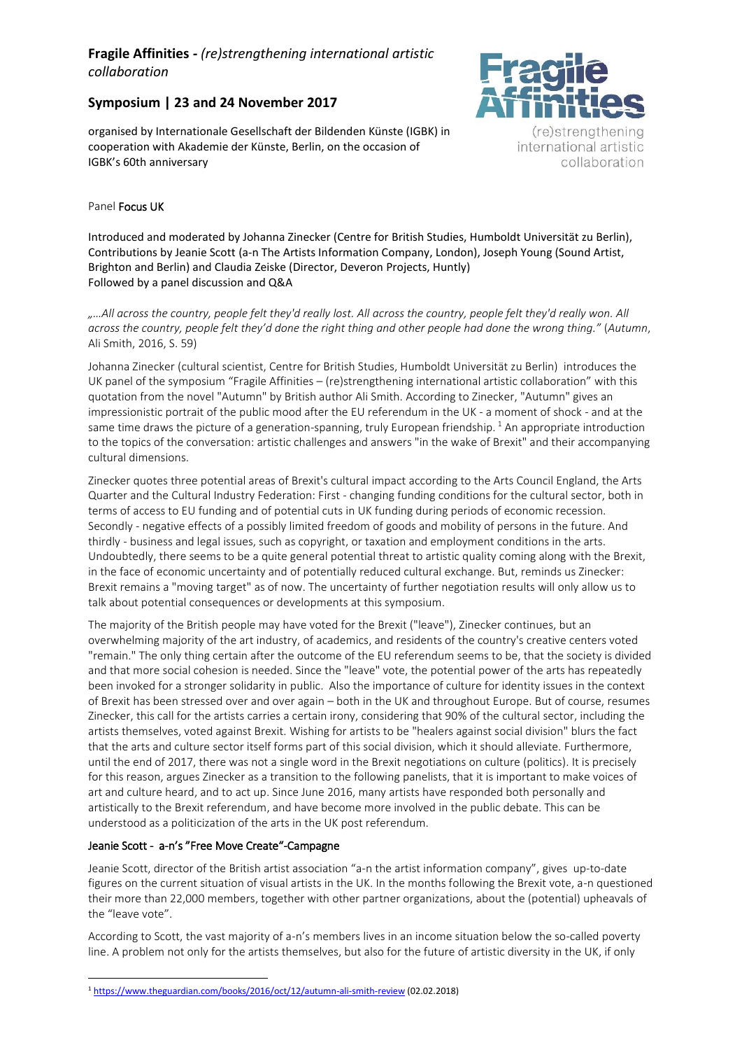# Fragile Affinities - *(re)strengthening international artistic collaboration*

## Symposium | 23 and 24 November 2017

organised by Internationale Gesellschaft der Bildenden Künste (IGBK) in cooperation with Akademie der Künste, Berlin, on the occasion of IGBK's 60th anniversary

(re)strengthening international artistic collaboration

Panel **Focus UK**

Introduced and moderated by Johanna Zinecker (Centre for British Studies, Humboldt Universität zu Berlin), Contributions by Jeanie Scott (a-n The Artists Information Company, London), Joseph Young (Sound Artist, Brighton and Berlin) and Claudia Zeiske (Director, Deveron Projects, Huntly)
Followed by a panel discussion and Q&A

*„…All across the country, people felt they'd really lost. All across the country, people felt they'd really won. All across the country, people felt they'd done the right thing and other people had done the wrong thing."* (*Autumn*, Ali Smith, 2016, S. 59)

Johanna Zinecker (cultural scientist, Centre for British Studies, Humboldt Universität zu Berlin) introduces the UK panel of the symposium "Fragile Affinities – (re)strengthening international artistic collaboration" with this quotation from the novel "Autumn" by British author Ali Smith. According to Zinecker, "Autumn" gives an impressionistic portrait of the public mood after the EU referendum in the UK - a moment of shock - and at the same time draws the picture of a generation-spanning, truly European friendship. [1] An appropriate introduction to the topics of the conversation: artistic challenges and answers "in the wake of Brexit" and their accompanying cultural dimensions.

Zinecker quotes three potential areas of Brexit's cultural impact according to the Arts Council England, the Arts Quarter and the Cultural Industry Federation: First - changing funding conditions for the cultural sector, both in terms of access to EU funding and of potential cuts in UK funding during periods of economic recession. Secondly - negative effects of a possibly limited freedom of goods and mobility of persons in the future. And thirdly - business and legal issues, such as copyright, or taxation and employment conditions in the arts. Undoubtedly, there seems to be a quite general potential threat to artistic quality coming along with the Brexit, in the face of economic uncertainty and of potentially reduced cultural exchange. But, reminds us Zinecker: Brexit remains a "moving target" as of now. The uncertainty of further negotiation results will only allow us to talk about potential consequences or developments at this symposium.

The majority of the British people may have voted for the Brexit ("leave"), Zinecker continues, but an overwhelming majority of the art industry, of academics, and residents of the country's creative centers voted "remain." The only thing certain after the outcome of the EU referendum seems to be, that the society is divided and that more social cohesion is needed. Since the "leave" vote, the potential power of the arts has repeatedly been invoked for a stronger solidarity in public. Also the importance of culture for identity issues in the context of Brexit has been stressed over and over again – both in the UK and throughout Europe. But of course, resumes Zinecker, this call for the artists carries a certain irony, considering that 90% of the cultural sector, including the artists themselves, voted against Brexit. Wishing for artists to be "healers against social division" blurs the fact that the arts and culture sector itself forms part of this social division, which it should alleviate. Furthermore, until the end of 2017, there was not a single word in the Brexit negotiations on culture (politics). It is precisely for this reason, argues Zinecker as a transition to the following panelists, that it is important to make voices of art and culture heard, and to act up. Since June 2016, many artists have responded both personally and artistically to the Brexit referendum, and have become more involved in the public debate. This can be understood as a politicization of the arts in the UK post referendum.

### Jeanie Scott - a-n's "Free Move Create"-Campagne

Jeanie Scott, director of the British artist association "a-n the artist information company", gives up-to-date figures on the current situation of visual artists in the UK. In the months following the Brexit vote, a-n questioned their more than 22,000 members, together with other partner organizations, about the (potential) upheavals of the "leave vote".

According to Scott, the vast majority of a-n's members lives in an income situation below the so-called poverty line. A problem not only for the artists themselves, but also for the future of artistic diversity in the UK, if only

---

[1] https://www.theguardian.com/books/2016/oct/12/autumn-ali-smith-review (02.02.2018)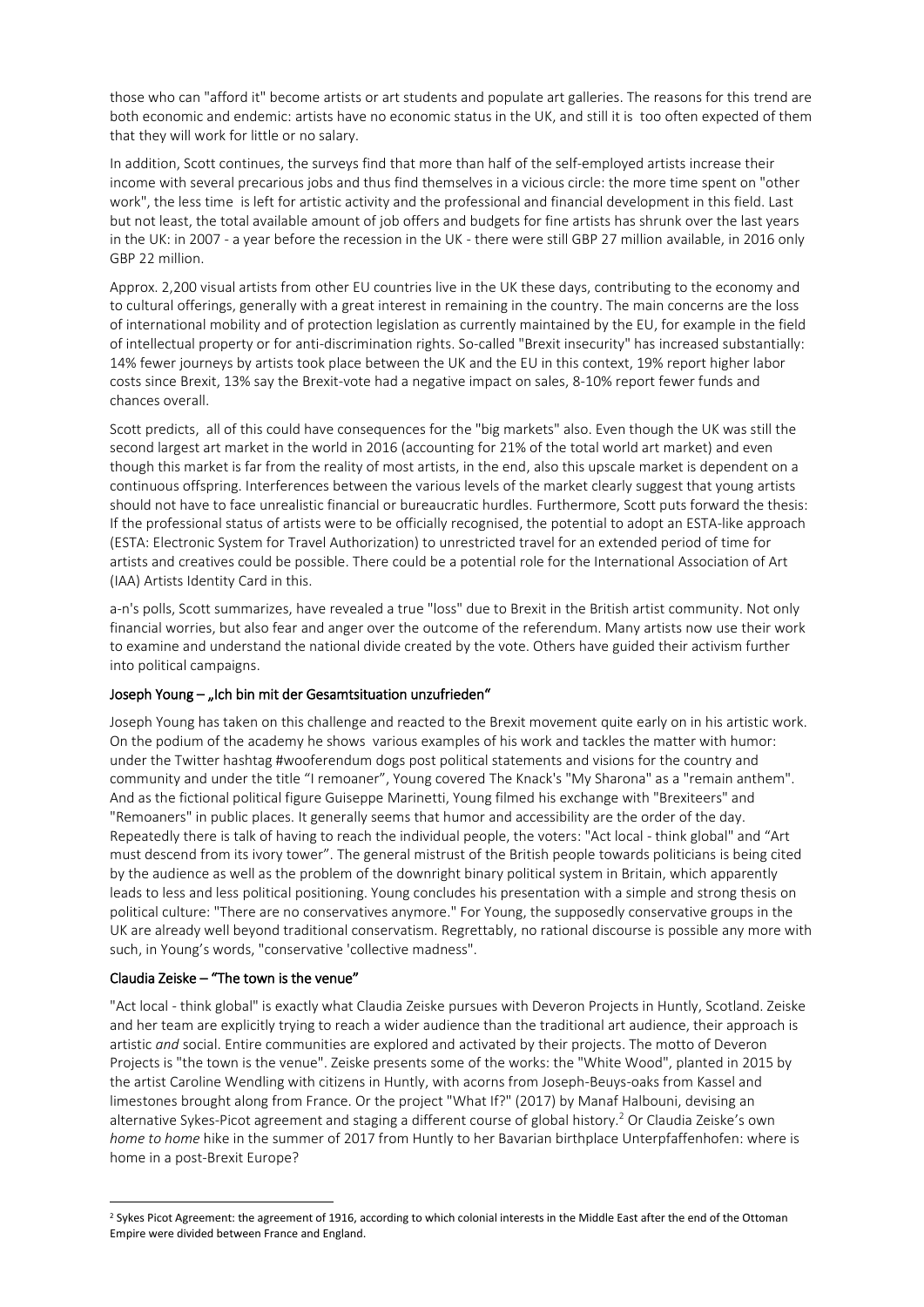those who can "afford it" become artists or art students and populate art galleries. The reasons for this trend are both economic and endemic: artists have no economic status in the UK, and still it is too often expected of them that they will work for little or no salary.

In addition, Scott continues, the surveys find that more than half of the self-employed artists increase their income with several precarious jobs and thus find themselves in a vicious circle: the more time spent on "other work", the less time is left for artistic activity and the professional and financial development in this field. Last but not least, the total available amount of job offers and budgets for fine artists has shrunk over the last years in the UK: in 2007 - a year before the recession in the UK - there were still GBP 27 million available, in 2016 only GBP 22 million.

Approx. 2,200 visual artists from other EU countries live in the UK these days, contributing to the economy and to cultural offerings, generally with a great interest in remaining in the country. The main concerns are the loss of international mobility and of protection legislation as currently maintained by the EU, for example in the field of intellectual property or for anti-discrimination rights. So-called "Brexit insecurity" has increased substantially: 14% fewer journeys by artists took place between the UK and the EU in this context, 19% report higher labor costs since Brexit, 13% say the Brexit-vote had a negative impact on sales, 8-10% report fewer funds and chances overall.

Scott predicts, all of this could have consequences for the "big markets" also. Even though the UK was still the second largest art market in the world in 2016 (accounting for 21% of the total world art market) and even though this market is far from the reality of most artists, in the end, also this upscale market is dependent on a continuous offspring. Interferences between the various levels of the market clearly suggest that young artists should not have to face unrealistic financial or bureaucratic hurdles. Furthermore, Scott puts forward the thesis: If the professional status of artists were to be officially recognised, the potential to adopt an ESTA-like approach (ESTA: Electronic System for Travel Authorization) to unrestricted travel for an extended period of time for artists and creatives could be possible. There could be a potential role for the International Association of Art (IAA) Artists Identity Card in this.

a-n's polls, Scott summarizes, have revealed a true "loss" due to Brexit in the British artist community. Not only financial worries, but also fear and anger over the outcome of the referendum. Many artists now use their work to examine and understand the national divide created by the vote. Others have guided their activism further into political campaigns.

### Joseph Young – „Ich bin mit der Gesamtsituation unzufrieden"

Joseph Young has taken on this challenge and reacted to the Brexit movement quite early on in his artistic work. On the podium of the academy he shows various examples of his work and tackles the matter with humor: under the Twitter hashtag #wooferendum dogs post political statements and visions for the country and community and under the title "I remoaner", Young covered The Knack's "My Sharona" as a "remain anthem". And as the fictional political figure Guiseppe Marinetti, Young filmed his exchange with "Brexiteers" and "Remoaners" in public places. It generally seems that humor and accessibility are the order of the day. Repeatedly there is talk of having to reach the individual people, the voters: "Act local - think global" and "Art must descend from its ivory tower". The general mistrust of the British people towards politicians is being cited by the audience as well as the problem of the downright binary political system in Britain, which apparently leads to less and less political positioning. Young concludes his presentation with a simple and strong thesis on political culture: "There are no conservatives anymore." For Young, the supposedly conservative groups in the UK are already well beyond traditional conservatism. Regrettably, no rational discourse is possible any more with such, in Young's words, "conservative 'collective madness".

### Claudia Zeiske – "The town is the venue"

"Act local - think global" is exactly what Claudia Zeiske pursues with Deveron Projects in Huntly, Scotland. Zeiske and her team are explicitly trying to reach a wider audience than the traditional art audience, their approach is artistic *and* social. Entire communities are explored and activated by their projects. The motto of Deveron Projects is "the town is the venue". Zeiske presents some of the works: the "White Wood", planted in 2015 by the artist Caroline Wendling with citizens in Huntly, with acorns from Joseph-Beuys-oaks from Kassel and limestones brought along from France. Or the project "What If?" (2017) by Manaf Halbouni, devising an alternative Sykes-Picot agreement and staging a different course of global history.[2] Or Claudia Zeiske's own *home to home* hike in the summer of 2017 from Huntly to her Bavarian birthplace Unterpfaffenhofen: where is home in a post-Brexit Europe?

---

[2] Sykes Picot Agreement: the agreement of 1916, according to which colonial interests in the Middle East after the end of the Ottoman Empire were divided between France and England.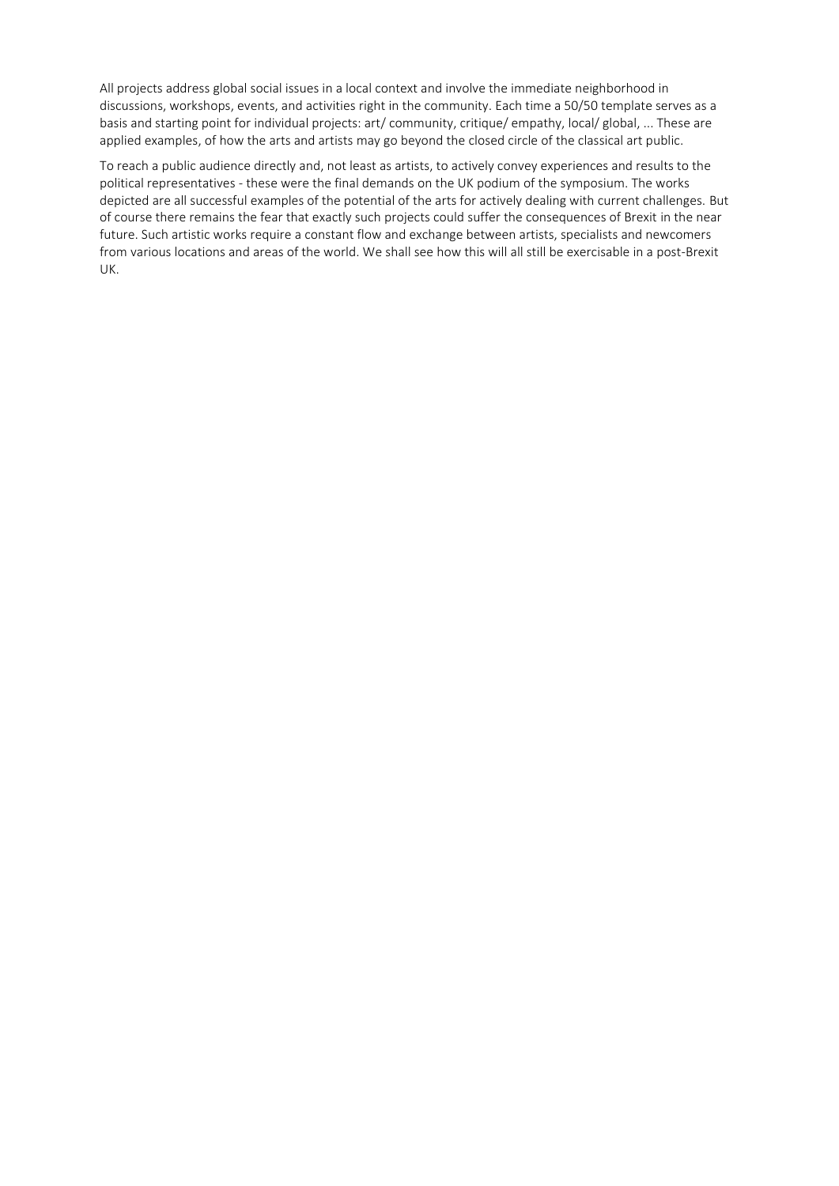All projects address global social issues in a local context and involve the immediate neighborhood in discussions, workshops, events, and activities right in the community. Each time a 50/50 template serves as a basis and starting point for individual projects: art/ community, critique/ empathy, local/ global, ... These are applied examples, of how the arts and artists may go beyond the closed circle of the classical art public.

To reach a public audience directly and, not least as artists, to actively convey experiences and results to the political representatives - these were the final demands on the UK podium of the symposium. The works depicted are all successful examples of the potential of the arts for actively dealing with current challenges. But of course there remains the fear that exactly such projects could suffer the consequences of Brexit in the near future. Such artistic works require a constant flow and exchange between artists, specialists and newcomers from various locations and areas of the world. We shall see how this will all still be exercisable in a post-Brexit UK.